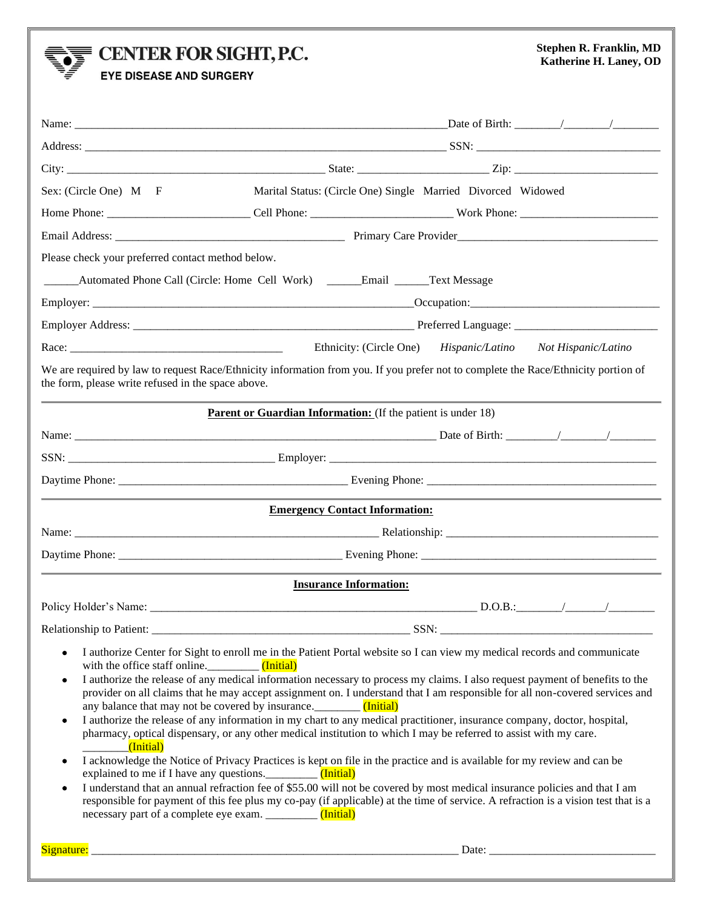# CENTER FOR SIGHT, P.C.

**EYE DISEASE AND SURGERY**

**Stephen R. Franklin, MD**
**Katherine H. Laney, OD**

Name: ______________________________________________ Date of Birth: ______/______/______

Address: ______________________________________________ SSN: ______________________

City: ______________________________ State: ________________ Zip: __________________

Sex: (Circle One) M F Marital Status: (Circle One) Single Married Divorced Widowed

Home Phone: ________________ Cell Phone: ________________ Work Phone: ________________

Email Address: ____________________________ Primary Care Provider________________________

Please check your preferred contact method below.

______Automated Phone Call (Circle: Home Cell Work) ______Email ______Text Message

Employer: ________________________________________Occupation:________________________

Employer Address: __________________________________ Preferred Language: __________________

Race: __________________________ Ethnicity: (Circle One) *Hispanic/Latino* *Not Hispanic/Latino*

We are required by law to request Race/Ethnicity information from you. If you prefer not to complete the Race/Ethnicity portion of the form, please write refused in the space above.

**Parent or Guardian Information:** (If the patient is under 18)

Name: ______________________________________________ Date of Birth: ______/______/______

SSN: __________________________ Employer: ________________________________________

Daytime Phone: ____________________________ Evening Phone: ____________________________

**Emergency Contact Information:**

Name: ________________________________________ Relationship: __________________________

Daytime Phone: ____________________________ Evening Phone: ____________________________

**Insurance Information:**

Policy Holder's Name: ________________________________________ D.O.B.:______/______/______

Relationship to Patient: __________________________________ SSN: __________________________

- I authorize Center for Sight to enroll me in the Patient Portal website so I can view my medical records and communicate with the office staff online.________ (Initial)
- I authorize the release of any medical information necessary to process my claims. I also request payment of benefits to the provider on all claims that he may accept assignment on. I understand that I am responsible for all non-covered services and any balance that may not be covered by insurance.________ (Initial)
- I authorize the release of any information in my chart to any medical practitioner, insurance company, doctor, hospital, pharmacy, optical dispensary, or any other medical institution to which I may be referred to assist with my care. ________(Initial)
- I acknowledge the Notice of Privacy Practices is kept on file in the practice and is available for my review and can be explained to me if I have any questions.________ (Initial)
- I understand that an annual refraction fee of $55.00 will not be covered by most medical insurance policies and that I am responsible for payment of this fee plus my co-pay (if applicable) at the time of service. A refraction is a vision test that is a necessary part of a complete eye exam. ________ (Initial)

Signature: ______________________________________________ Date: ______________________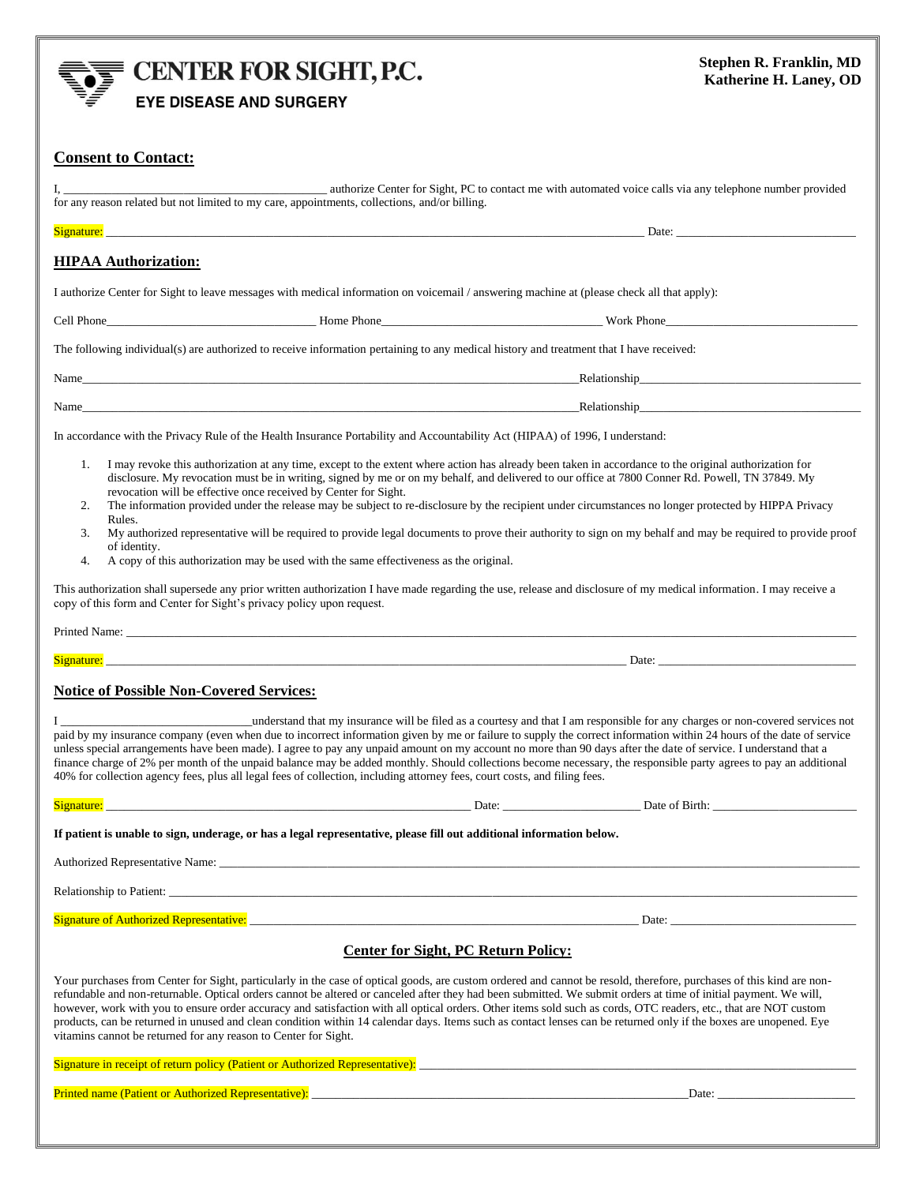# CENTER FOR SIGHT, P.C.

**EYE DISEASE AND SURGERY**

**Stephen R. Franklin, MD**
**Katherine H. Laney, OD**

## Consent to Contact:

I, ________________________________________ authorize Center for Sight, PC to contact me with automated voice calls via any telephone number provided for any reason related but not limited to my care, appointments, collections, and/or billing.

Signature: ________________________________________ Date: ____________________

## HIPAA Authorization:

I authorize Center for Sight to leave messages with medical information on voicemail / answering machine at (please check all that apply):

Cell Phone____________________ Home Phone____________________ Work Phone____________________

The following individual(s) are authorized to receive information pertaining to any medical history and treatment that I have received:

Name________________________________________Relationship____________________

Name________________________________________Relationship____________________

In accordance with the Privacy Rule of the Health Insurance Portability and Accountability Act (HIPAA) of 1996, I understand:

1. I may revoke this authorization at any time, except to the extent where action has already been taken in accordance to the original authorization for disclosure. My revocation must be in writing, signed by me or on my behalf, and delivered to our office at 7800 Conner Rd. Powell, TN 37849. My revocation will be effective once received by Center for Sight.
2. The information provided under the release may be subject to re-disclosure by the recipient under circumstances no longer protected by HIPPA Privacy Rules.
3. My authorized representative will be required to provide legal documents to prove their authority to sign on my behalf and may be required to provide proof of identity.
4. A copy of this authorization may be used with the same effectiveness as the original.

This authorization shall supersede any prior written authorization I have made regarding the use, release and disclosure of my medical information. I may receive a copy of this form and Center for Sight's privacy policy upon request.

Printed Name: ________________________________________

Signature: ________________________________________ Date: ____________________

## Notice of Possible Non-Covered Services:

I ____________________understand that my insurance will be filed as a courtesy and that I am responsible for any charges or non-covered services not paid by my insurance company (even when due to incorrect information given by me or failure to supply the correct information within 24 hours of the date of service unless special arrangements have been made). I agree to pay any unpaid amount on my account no more than 90 days after the date of service. I understand that a finance charge of 2% per month of the unpaid balance may be added monthly. Should collections become necessary, the responsible party agrees to pay an additional 40% for collection agency fees, plus all legal fees of collection, including attorney fees, court costs, and filing fees.

Signature: ____________________ Date: ____________________ Date of Birth: ____________________

**If patient is unable to sign, underage, or has a legal representative, please fill out additional information below.**

Authorized Representative Name: ________________________________________

Relationship to Patient: ________________________________________

Signature of Authorized Representative: ________________________________________ Date: ____________________

## Center for Sight, PC Return Policy:

Your purchases from Center for Sight, particularly in the case of optical goods, are custom ordered and cannot be resold, therefore, purchases of this kind are non-refundable and non-returnable. Optical orders cannot be altered or canceled after they had been submitted. We submit orders at time of initial payment. We will, however, work with you to ensure order accuracy and satisfaction with all optical orders. Other items sold such as cords, OTC readers, etc., that are NOT custom products, can be returned in unused and clean condition within 14 calendar days. Items such as contact lenses can be returned only if the boxes are unopened. Eye vitamins cannot be returned for any reason to Center for Sight.

Signature in receipt of return policy (Patient or Authorized Representative): ________________________________________

Printed name (Patient or Authorized Representative): ________________________________________Date: ____________________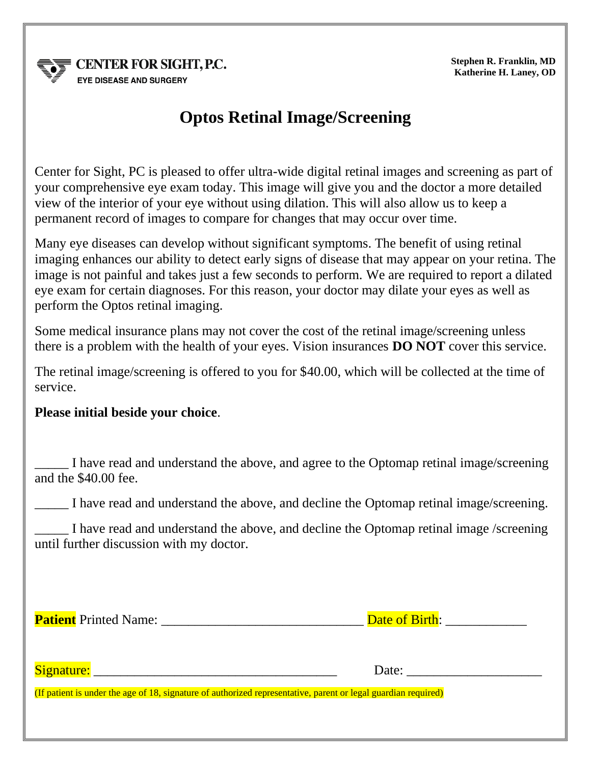**CENTER FOR SIGHT, P.C.**
EYE DISEASE AND SURGERY

**Stephen R. Franklin, MD**
**Katherine H. Laney, OD**

# Optos Retinal Image/Screening

Center for Sight, PC is pleased to offer ultra-wide digital retinal images and screening as part of your comprehensive eye exam today. This image will give you and the doctor a more detailed view of the interior of your eye without using dilation. This will also allow us to keep a permanent record of images to compare for changes that may occur over time.

Many eye diseases can develop without significant symptoms. The benefit of using retinal imaging enhances our ability to detect early signs of disease that may appear on your retina. The image is not painful and takes just a few seconds to perform. We are required to report a dilated eye exam for certain diagnoses. For this reason, your doctor may dilate your eyes as well as perform the Optos retinal imaging.

Some medical insurance plans may not cover the cost of the retinal image/screening unless there is a problem with the health of your eyes. Vision insurances **DO NOT** cover this service.

The retinal image/screening is offered to you for $40.00, which will be collected at the time of service.

**Please initial beside your choice**.

_____ I have read and understand the above, and agree to the Optomap retinal image/screening and the $40.00 fee.

_____ I have read and understand the above, and decline the Optomap retinal image/screening.

_____ I have read and understand the above, and decline the Optomap retinal image /screening until further discussion with my doctor.

**Patient** Printed Name: ______________________________ Date of Birth: ____________

Signature: ____________________________________ Date: ____________________

(If patient is under the age of 18, signature of authorized representative, parent or legal guardian required)